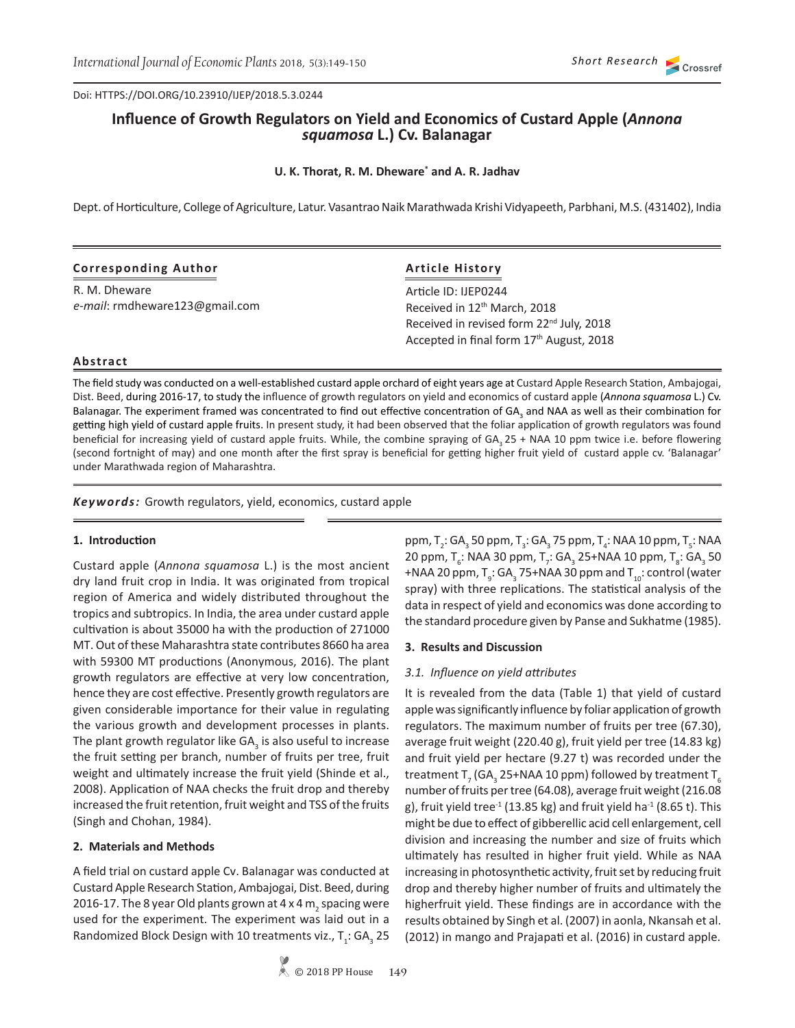Doi: HTTPS://DOI.ORG/10.23910/IJEP/2018.5.3.0244

# Influence of Growth Regulators on Yield and Economics of Custard Apple (*Annona squamosa* L.) Cv. Balanagar

**U. K. Thorat, R. M. Dheware[*] and A. R. Jadhav**

Dept. of Horticulture, College of Agriculture, Latur. Vasantrao Naik Marathwada Krishi Vidyapeeth, Parbhani, M.S. (431402), India

**Corresponding Author**

R. M. Dheware
*e-mail*: rmdheware123@gmail.com

**Article History**

Article ID: IJEP0244
Received in 12th March, 2018
Received in revised form 22nd July, 2018
Accepted in final form 17th August, 2018

**Abstract**

The field study was conducted on a well-established custard apple orchard of eight years age at Custard Apple Research Station, Ambajogai, Dist. Beed, during 2016-17, to study the influence of growth regulators on yield and economics of custard apple (*Annona squamosa* L.) Cv. Balanagar. The experiment framed was concentrated to find out effective concentration of $GA_3$ and NAA as well as their combination for getting high yield of custard apple fruits. In present study, it had been observed that the foliar application of growth regulators was found beneficial for increasing yield of custard apple fruits. While, the combine spraying of $GA_3$ 25 + NAA 10 ppm twice i.e. before flowering (second fortnight of may) and one month after the first spray is beneficial for getting higher fruit yield of custard apple cv. 'Balanagar' under Marathwada region of Maharashtra.

***Keywords:*** Growth regulators, yield, economics, custard apple

## 1. Introduction

Custard apple (*Annona squamosa* L.) is the most ancient dry land fruit crop in India. It was originated from tropical region of America and widely distributed throughout the tropics and subtropics. In India, the area under custard apple cultivation is about 35000 ha with the production of 271000 MT. Out of these Maharashtra state contributes 8660 ha area with 59300 MT productions (Anonymous, 2016). The plant growth regulators are effective at very low concentration, hence they are cost effective. Presently growth regulators are given considerable importance for their value in regulating the various growth and development processes in plants. The plant growth regulator like $GA_3$ is also useful to increase the fruit setting per branch, number of fruits per tree, fruit weight and ultimately increase the fruit yield (Shinde et al., 2008). Application of NAA checks the fruit drop and thereby increased the fruit retention, fruit weight and TSS of the fruits (Singh and Chohan, 1984).

## 2. Materials and Methods

A field trial on custard apple Cv. Balanagar was conducted at Custard Apple Research Station, Ambajogai, Dist. Beed, during 2016-17. The 8 year Old plants grown at 4 x 4 $m_2$ spacing were used for the experiment. The experiment was laid out in a Randomized Block Design with 10 treatments viz., $T_1$: $GA_3$ 25 ppm, $T_2$: $GA_3$ 50 ppm, $T_3$: $GA_3$ 75 ppm, $T_4$: NAA 10 ppm, $T_5$: NAA 20 ppm, $T_6$: NAA 30 ppm, $T_7$: $GA_3$ 25+NAA 10 ppm, $T_8$: $GA_3$ 50 +NAA 20 ppm, $T_9$: $GA_3$ 75+NAA 30 ppm and $T_{10}$: control (water spray) with three replications. The statistical analysis of the data in respect of yield and economics was done according to the standard procedure given by Panse and Sukhatme (1985).

## 3. Results and Discussion

### *3.1. Influence on yield attributes*

It is revealed from the data (Table 1) that yield of custard apple was significantly influence by foliar application of growth regulators. The maximum number of fruits per tree (67.30), average fruit weight (220.40 g), fruit yield per tree (14.83 kg) and fruit yield per hectare (9.27 t) was recorded under the treatment $T_7$ ($GA_3$ 25+NAA 10 ppm) followed by treatment $T_6$ number of fruits per tree (64.08), average fruit weight (216.08 g), fruit yield $tree^{-1}$ (13.85 kg) and fruit yield $ha^{-1}$ (8.65 t). This might be due to effect of gibberellic acid cell enlargement, cell division and increasing the number and size of fruits which ultimately has resulted in higher fruit yield. While as NAA increasing in photosynthetic activity, fruit set by reducing fruit drop and thereby higher number of fruits and ultimately the higherfruit yield. These findings are in accordance with the results obtained by Singh et al. (2007) in aonla, Nkansah et al. (2012) in mango and Prajapati et al. (2016) in custard apple.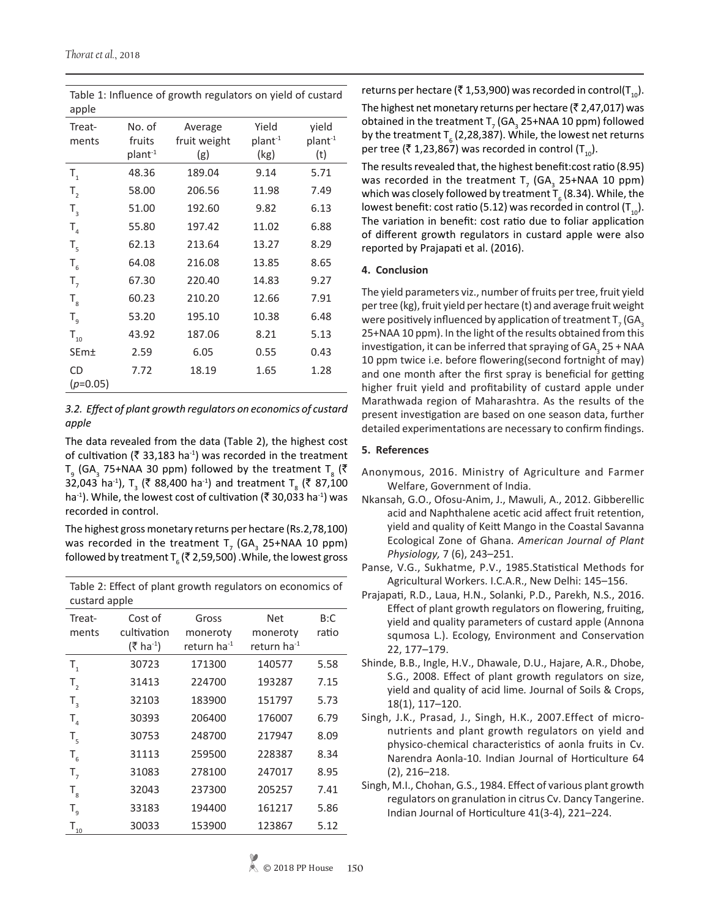Table 1: Influence of growth regulators on yield of custard apple

| Treatments | No. of fruits plant$^{-1}$ | Average fruit weight (g) | Yield plant$^{-1}$ (kg) | yield plant$^{-1}$ (t) |
|---|---|---|---|---|
| $T_1$ | 48.36 | 189.04 | 9.14 | 5.71 |
| $T_2$ | 58.00 | 206.56 | 11.98 | 7.49 |
| $T_3$ | 51.00 | 192.60 | 9.82 | 6.13 |
| $T_4$ | 55.80 | 197.42 | 11.02 | 6.88 |
| $T_5$ | 62.13 | 213.64 | 13.27 | 8.29 |
| $T_6$ | 64.08 | 216.08 | 13.85 | 8.65 |
| $T_7$ | 67.30 | 220.40 | 14.83 | 9.27 |
| $T_8$ | 60.23 | 210.20 | 12.66 | 7.91 |
| $T_9$ | 53.20 | 195.10 | 10.38 | 6.48 |
| $T_{10}$ | 43.92 | 187.06 | 8.21 | 5.13 |
| SEm± | 2.59 | 6.05 | 0.55 | 0.43 |
| CD ($p$=0.05) | 7.72 | 18.19 | 1.65 | 1.28 |

### *3.2. Effect of plant growth regulators on economics of custard apple*

The data revealed from the data (Table 2), the highest cost of cultivation (₹ 33,183 ha$^{-1}$) was recorded in the treatment $T_9$ ($GA_3$ 75+NAA 30 ppm) followed by the treatment $T_8$ (₹ 32,043 ha$^{-1}$), $T_3$ (₹ 88,400 ha$^{-1}$) and treatment $T_8$ (₹ 87,100 ha$^{-1}$). While, the lowest cost of cultivation (₹ 30,033 ha$^{-1}$) was recorded in control.

The highest gross monetary returns per hectare (Rs.2,78,100) was recorded in the treatment $T_7$ ($GA_3$ 25+NAA 10 ppm) followed by treatment $T_6$ (₹ 2,59,500) .While, the lowest gross returns per hectare (₹ 1,53,900) was recorded in control($T_{10}$). The highest net monetary returns per hectare (₹ 2,47,017) was obtained in the treatment $T_7$ ($GA_3$ 25+NAA 10 ppm) followed by the treatment $T_6$ (2,28,387). While, the lowest net returns per tree (₹ 1,23,867) was recorded in control ($T_{10}$).

The results revealed that, the highest benefit:cost ratio (8.95) was recorded in the treatment $T_7$ ($GA_3$ 25+NAA 10 ppm) which was closely followed by treatment $T_6$ (8.34). While, the lowest benefit: cost ratio (5.12) was recorded in control ($T_{10}$). The variation in benefit: cost ratio due to foliar application of different growth regulators in custard apple were also reported by Prajapati et al. (2016).

Table 2: Effect of plant growth regulators on economics of custard apple

| Treatments | Cost of cultivation (₹ ha$^{-1}$) | Gross moneroty return ha$^{-1}$ | Net moneroty return ha$^{-1}$ | B:C ratio |
|---|---|---|---|---|
| $T_1$ | 30723 | 171300 | 140577 | 5.58 |
| $T_2$ | 31413 | 224700 | 193287 | 7.15 |
| $T_3$ | 32103 | 183900 | 151797 | 5.73 |
| $T_4$ | 30393 | 206400 | 176007 | 6.79 |
| $T_5$ | 30753 | 248700 | 217947 | 8.09 |
| $T_6$ | 31113 | 259500 | 228387 | 8.34 |
| $T_7$ | 31083 | 278100 | 247017 | 8.95 |
| $T_8$ | 32043 | 237300 | 205257 | 7.41 |
| $T_9$ | 33183 | 194400 | 161217 | 5.86 |
| $T_{10}$ | 30033 | 153900 | 123867 | 5.12 |

## 4. Conclusion

The yield parameters viz., number of fruits per tree, fruit yield per tree (kg), fruit yield per hectare (t) and average fruit weight were positively influenced by application of treatment $T_7$ ($GA_3$ 25+NAA 10 ppm). In the light of the results obtained from this investigation, it can be inferred that spraying of $GA_3$ 25 + NAA 10 ppm twice i.e. before flowering(second fortnight of may) and one month after the first spray is beneficial for getting higher fruit yield and profitability of custard apple under Marathwada region of Maharashtra. As the results of the present investigation are based on one season data, further detailed experimentations are necessary to confirm findings.

## 5. References

Anonymous, 2016. Ministry of Agriculture and Farmer Welfare, Government of India.

Nkansah, G.O., Ofosu-Anim, J., Mawuli, A., 2012. Gibberellic acid and Naphthalene acetic acid affect fruit retention, yield and quality of Keitt Mango in the Coastal Savanna Ecological Zone of Ghana. *American Journal of Plant Physiology,* 7 (6), 243–251.

Panse, V.G., Sukhatme, P.V., 1985.Statistical Methods for Agricultural Workers. I.C.A.R., New Delhi: 145–156.

Prajapati, R.D., Laua, H.N., Solanki, P.D., Parekh, N.S., 2016. Effect of plant growth regulators on flowering, fruiting, yield and quality parameters of custard apple (Annona squmosa L.). Ecology, Environment and Conservation 22, 177–179.

Shinde, B.B., Ingle, H.V., Dhawale, D.U., Hajare, A.R., Dhobe, S.G., 2008. Effect of plant growth regulators on size, yield and quality of acid lime. Journal of Soils & Crops, 18(1), 117–120.

Singh, J.K., Prasad, J., Singh, H.K., 2007.Effect of micro-nutrients and plant growth regulators on yield and physico-chemical characteristics of aonla fruits in Cv. Narendra Aonla-10. Indian Journal of Horticulture 64 (2), 216–218.

Singh, M.I., Chohan, G.S., 1984. Effect of various plant growth regulators on granulation in citrus Cv. Dancy Tangerine. Indian Journal of Horticulture 41(3-4), 221–224.